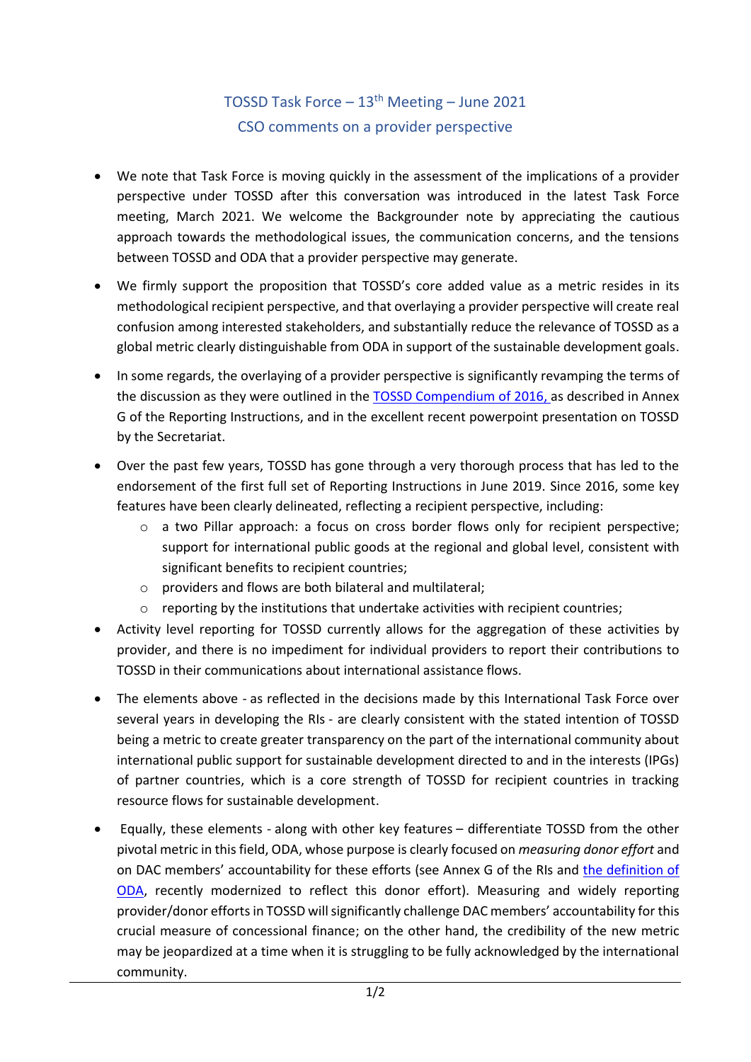## TOSSD Task Force – 13th Meeting – June 2021

## CSO comments on a provider perspective

- We note that Task Force is moving quickly in the assessment of the implications of a provider perspective under TOSSD after this conversation was introduced in the latest Task Force meeting, March 2021. We welcome the Backgrounder note by appreciating the cautious approach towards the methodological issues, the communication concerns, and the tensions between TOSSD and ODA that a provider perspective may generate.
- We firmly support the proposition that TOSSD's core added value as a metric resides in its methodological recipient perspective, and that overlaying a provider perspective will create real confusion among interested stakeholders, and substantially reduce the relevance of TOSSD as a global metric clearly distinguishable from ODA in support of the sustainable development goals.
- In some regards, the overlaying of a provider perspective is significantly revamping the terms of the discussion as they were outlined in the [TOSSD Compendium of 2016,](#) as described in Annex G of the Reporting Instructions, and in the excellent recent powerpoint presentation on TOSSD by the Secretariat.
- Over the past few years, TOSSD has gone through a very thorough process that has led to the endorsement of the first full set of Reporting Instructions in June 2019. Since 2016, some key features have been clearly delineated, reflecting a recipient perspective, including:
  - a two Pillar approach: a focus on cross border flows only for recipient perspective; support for international public goods at the regional and global level, consistent with significant benefits to recipient countries;
  - providers and flows are both bilateral and multilateral;
  - reporting by the institutions that undertake activities with recipient countries;
- Activity level reporting for TOSSD currently allows for the aggregation of these activities by provider, and there is no impediment for individual providers to report their contributions to TOSSD in their communications about international assistance flows.
- The elements above - as reflected in the decisions made by this International Task Force over several years in developing the RIs - are clearly consistent with the stated intention of TOSSD being a metric to create greater transparency on the part of the international community about international public support for sustainable development directed to and in the interests (IPGs) of partner countries, which is a core strength of TOSSD for recipient countries in tracking resource flows for sustainable development.
- Equally, these elements - along with other key features – differentiate TOSSD from the other pivotal metric in this field, ODA, whose purpose is clearly focused on *measuring donor effort* and on DAC members' accountability for these efforts (see Annex G of the RIs and [the definition of ODA](#), recently modernized to reflect this donor effort). Measuring and widely reporting provider/donor efforts in TOSSD will significantly challenge DAC members' accountability for this crucial measure of concessional finance; on the other hand, the credibility of the new metric may be jeopardized at a time when it is struggling to be fully acknowledged by the international community.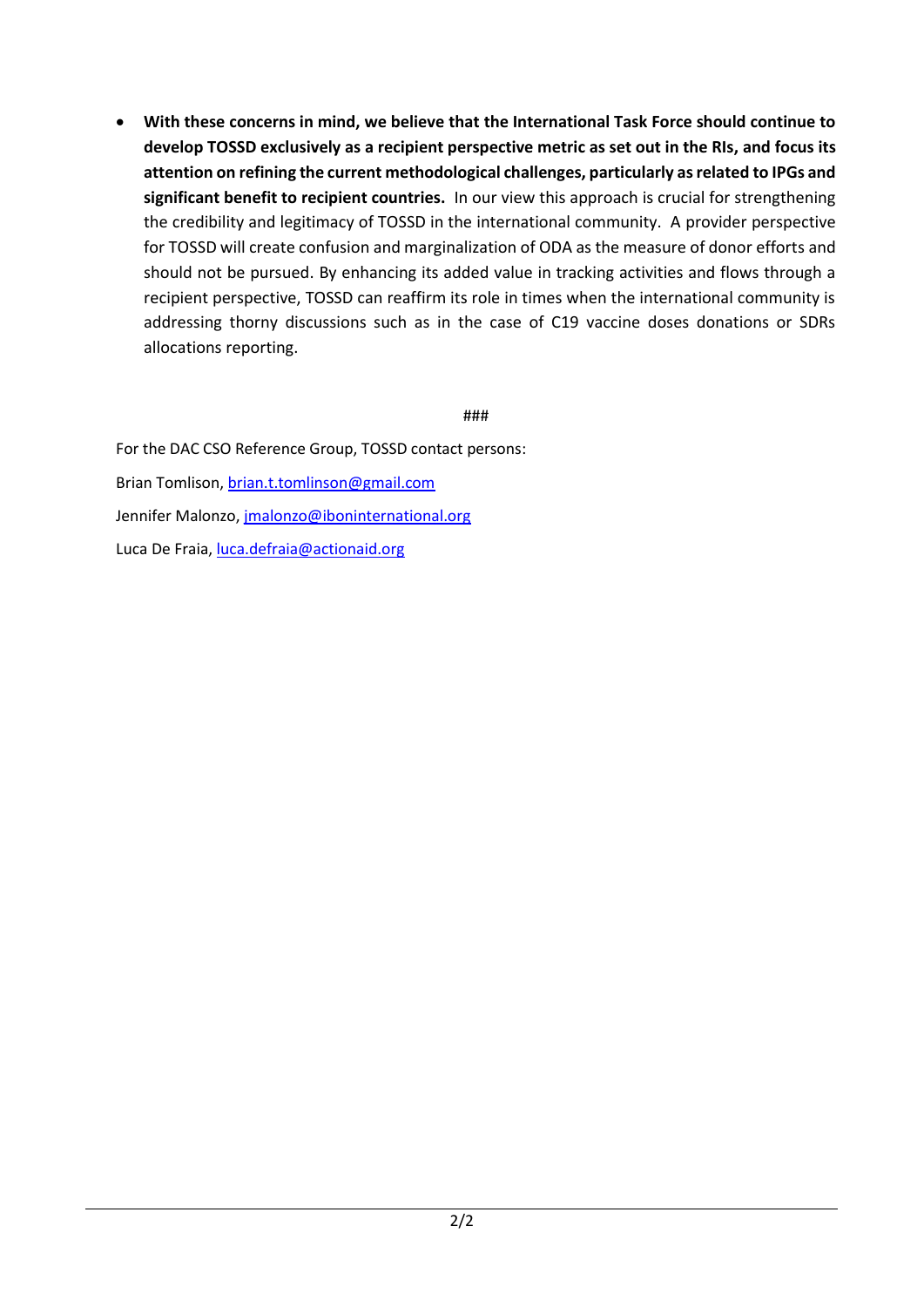- **With these concerns in mind, we believe that the International Task Force should continue to develop TOSSD exclusively as a recipient perspective metric as set out in the RIs, and focus its attention on refining the current methodological challenges, particularly as related to IPGs and significant benefit to recipient countries.** In our view this approach is crucial for strengthening the credibility and legitimacy of TOSSD in the international community. A provider perspective for TOSSD will create confusion and marginalization of ODA as the measure of donor efforts and should not be pursued. By enhancing its added value in tracking activities and flows through a recipient perspective, TOSSD can reaffirm its role in times when the international community is addressing thorny discussions such as in the case of C19 vaccine doses donations or SDRs allocations reporting.

###

For the DAC CSO Reference Group, TOSSD contact persons:

Brian Tomlison, brian.t.tomlinson@gmail.com

Jennifer Malonzo, jmalonzo@iboninternational.org

Luca De Fraia, luca.defraia@actionaid.org